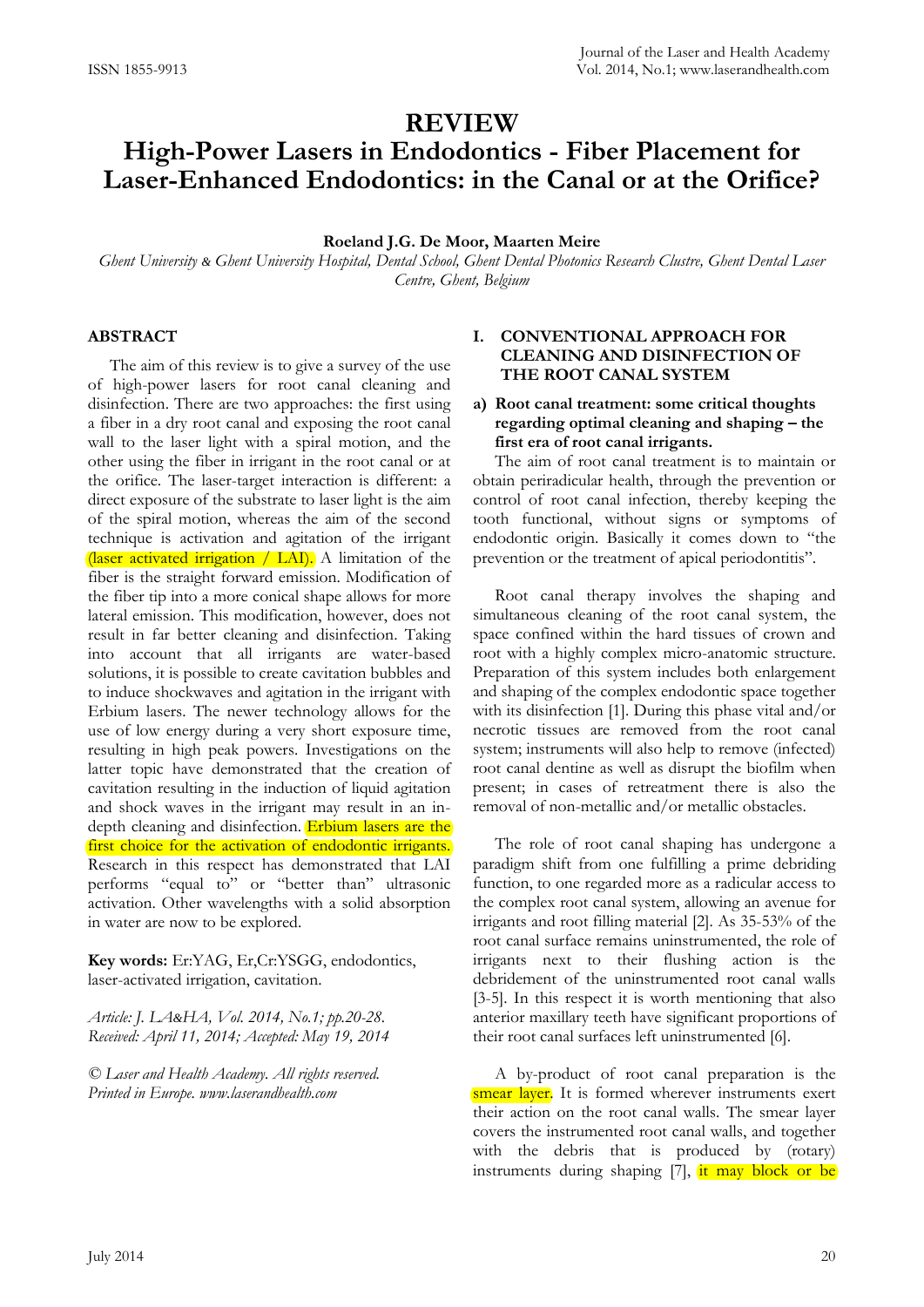# REVIEW

# High-Power Lasers in Endodontics - Fiber Placement for Laser-Enhanced Endodontics: in the Canal or at the Orifice?

**Roeland J.G. De Moor, Maarten Meire**

*Ghent University & Ghent University Hospital, Dental School, Ghent Dental Photonics Research Clustre, Ghent Dental Laser Centre, Ghent, Belgium*

## ABSTRACT

The aim of this review is to give a survey of the use of high-power lasers for root canal cleaning and disinfection. There are two approaches: the first using a fiber in a dry root canal and exposing the root canal wall to the laser light with a spiral motion, and the other using the fiber in irrigant in the root canal or at the orifice. The laser-target interaction is different: a direct exposure of the substrate to laser light is the aim of the spiral motion, whereas the aim of the second technique is activation and agitation of the irrigant (laser activated irrigation / LAI). A limitation of the fiber is the straight forward emission. Modification of the fiber tip into a more conical shape allows for more lateral emission. This modification, however, does not result in far better cleaning and disinfection. Taking into account that all irrigants are water-based solutions, it is possible to create cavitation bubbles and to induce shockwaves and agitation in the irrigant with Erbium lasers. The newer technology allows for the use of low energy during a very short exposure time, resulting in high peak powers. Investigations on the latter topic have demonstrated that the creation of cavitation resulting in the induction of liquid agitation and shock waves in the irrigant may result in an in-depth cleaning and disinfection. Erbium lasers are the first choice for the activation of endodontic irrigants. Research in this respect has demonstrated that LAI performs "equal to" or "better than" ultrasonic activation. Other wavelengths with a solid absorption in water are now to be explored.

**Key words:** Er:YAG, Er,Cr:YSGG, endodontics, laser-activated irrigation, cavitation.

*Article: J. LA&HA, Vol. 2014, No.1; pp.20-28.*
*Received: April 11, 2014; Accepted: May 19, 2014*

*© Laser and Health Academy. All rights reserved. Printed in Europe. www.laserandhealth.com*

## I. CONVENTIONAL APPROACH FOR CLEANING AND DISINFECTION OF THE ROOT CANAL SYSTEM

### a) Root canal treatment: some critical thoughts regarding optimal cleaning and shaping – the first era of root canal irrigants.

The aim of root canal treatment is to maintain or obtain periradicular health, through the prevention or control of root canal infection, thereby keeping the tooth functional, without signs or symptoms of endodontic origin. Basically it comes down to "the prevention or the treatment of apical periodontitis".

Root canal therapy involves the shaping and simultaneous cleaning of the root canal system, the space confined within the hard tissues of crown and root with a highly complex micro-anatomic structure. Preparation of this system includes both enlargement and shaping of the complex endodontic space together with its disinfection [1]. During this phase vital and/or necrotic tissues are removed from the root canal system; instruments will also help to remove (infected) root canal dentine as well as disrupt the biofilm when present; in cases of retreatment there is also the removal of non-metallic and/or metallic obstacles.

The role of root canal shaping has undergone a paradigm shift from one fulfilling a prime debriding function, to one regarded more as a radicular access to the complex root canal system, allowing an avenue for irrigants and root filling material [2]. As 35-53% of the root canal surface remains uninstrumented, the role of irrigants next to their flushing action is the debridement of the uninstrumented root canal walls [3-5]. In this respect it is worth mentioning that also anterior maxillary teeth have significant proportions of their root canal surfaces left uninstrumented [6].

A by-product of root canal preparation is the smear layer. It is formed wherever instruments exert their action on the root canal walls. The smear layer covers the instrumented root canal walls, and together with the debris that is produced by (rotary) instruments during shaping [7], it may block or be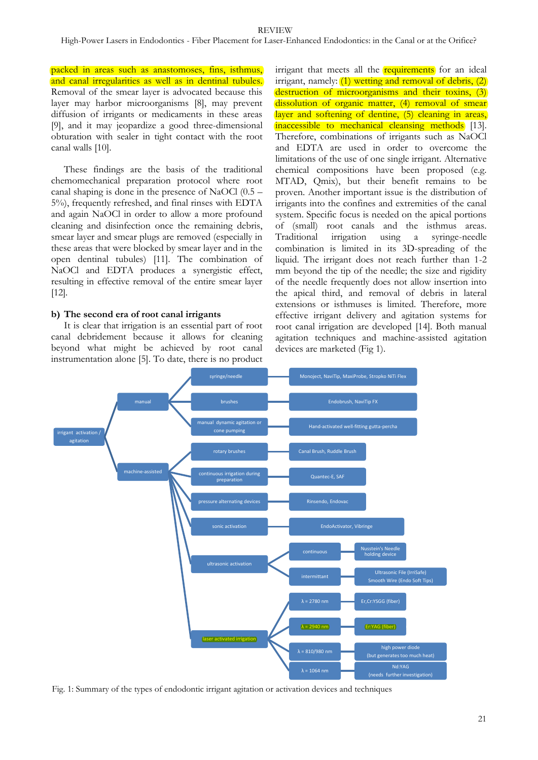packed in areas such as anastomoses, fins, isthmus, and canal irregularities as well as in dentinal tubules. Removal of the smear layer is advocated because this layer may harbor microorganisms [8], may prevent diffusion of irrigants or medicaments in these areas [9], and it may jeopardize a good three-dimensional obturation with sealer in tight contact with the root canal walls [10].

These findings are the basis of the traditional chemomechanical preparation protocol where root canal shaping is done in the presence of NaOCl (0.5 – 5%), frequently refreshed, and final rinses with EDTA and again NaOCl in order to allow a more profound cleaning and disinfection once the remaining debris, smear layer and smear plugs are removed (especially in these areas that were blocked by smear layer and in the open dentinal tubules) [11]. The combination of NaOCl and EDTA produces a synergistic effect, resulting in effective removal of the entire smear layer [12].

**b) The second era of root canal irrigants**

It is clear that irrigation is an essential part of root canal debridement because it allows for cleaning beyond what might be achieved by root canal instrumentation alone [5]. To date, there is no product irrigant that meets all the requirements for an ideal irrigant, namely: (1) wetting and removal of debris, (2) destruction of microorganisms and their toxins, (3) dissolution of organic matter, (4) removal of smear layer and softening of dentine, (5) cleaning in areas, inaccessible to mechanical cleansing methods [13]. Therefore, combinations of irrigants such as NaOCl and EDTA are used in order to overcome the limitations of the use of one single irrigant. Alternative chemical compositions have been proposed (e.g. MTAD, Qmix), but their benefit remains to be proven. Another important issue is the distribution of irrigants into the confines and extremities of the canal system. Specific focus is needed on the apical portions of (small) root canals and the isthmus areas. Traditional irrigation using a syringe-needle combination is limited in its 3D-spreading of the liquid. The irrigant does not reach further than 1-2 mm beyond the tip of the needle; the size and rigidity of the needle frequently does not allow insertion into the apical third, and removal of debris in lateral extensions or isthmuses is limited. Therefore, more effective irrigant delivery and agitation systems for root canal irrigation are developed [14]. Both manual agitation techniques and machine-assisted agitation devices are marketed (Fig 1).

- irrigant activation / agitation
  - manual
    - syringe/needle — Monoject, NaviTip, MaxiProbe, Stropko NiTi Flex
    - brushes — Endobrush, NaviTip FX
    - manual dynamic agitation or cone pumping — Hand-activated well-fitting gutta-percha
  - machine-assisted
    - rotary brushes — Canal Brush, Ruddle Brush
    - continuous irrigation during preparation — Quantec-E, SAF
    - pressure alternating devices — Rinsendo, Endovac
    - sonic activation — EndoActivator, Vibringe
    - ultrasonic activation
      - continuous — Nusstein's Needle holding device
      - intermittant — Ultrasonic File (IrriSafe) Smooth Wire (Endo Soft Tips)
    - laser activated irrigation
      - λ = 2780 nm — Er,Cr:YSGG (fiber)
      - λ = 2940 nm — Er:YAG (fiber)
      - λ = 810/980 nm — high power diode (but generates too much heat)
      - λ = 1064 nm — Nd:YAG (needs further investigation)

Fig. 1: Summary of the types of endodontic irrigant agitation or activation devices and techniques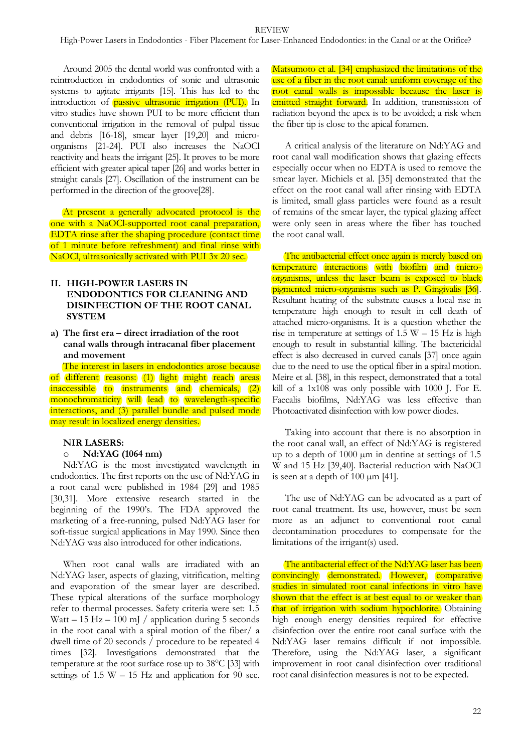Around 2005 the dental world was confronted with a reintroduction in endodontics of sonic and ultrasonic systems to agitate irrigants [15]. This has led to the introduction of passive ultrasonic irrigation (PUI). In vitro studies have shown PUI to be more efficient than conventional irrigation in the removal of pulpal tissue and debris [16-18], smear layer [19,20] and micro-organisms [21-24]. PUI also increases the NaOCl reactivity and heats the irrigant [25]. It proves to be more efficient with greater apical taper [26] and works better in straight canals [27]. Oscillation of the instrument can be performed in the direction of the groove[28].

At present a generally advocated protocol is the one with a NaOCl-supported root canal preparation, EDTA rinse after the shaping procedure (contact time of 1 minute before refreshment) and final rinse with NaOCl, ultrasonically activated with PUI 3x 20 sec.

## II. HIGH-POWER LASERS IN ENDODONTICS FOR CLEANING AND DISINFECTION OF THE ROOT CANAL SYSTEM

### a) The first era – direct irradiation of the root canal walls through intracanal fiber placement and movement

The interest in lasers in endodontics arose because of different reasons: (1) light might reach areas inaccessible to instruments and chemicals, (2) monochromaticity will lead to wavelength-specific interactions, and (3) parallel bundle and pulsed mode may result in localized energy densities.

#### NIR LASERS:

- **Nd:YAG (1064 nm)**

Nd:YAG is the most investigated wavelength in endodontics. The first reports on the use of Nd:YAG in a root canal were published in 1984 [29] and 1985 [30,31]. More extensive research started in the beginning of the 1990's. The FDA approved the marketing of a free-running, pulsed Nd:YAG laser for soft-tissue surgical applications in May 1990. Since then Nd:YAG was also introduced for other indications.

When root canal walls are irradiated with an Nd:YAG laser, aspects of glazing, vitrification, melting and evaporation of the smear layer are described. These typical alterations of the surface morphology refer to thermal processes. Safety criteria were set: 1.5 Watt – 15 Hz – 100 mJ / application during 5 seconds in the root canal with a spiral motion of the fiber/ a dwell time of 20 seconds / procedure to be repeated 4 times [32]. Investigations demonstrated that the temperature at the root surface rose up to 38°C [33] with settings of 1.5 W – 15 Hz and application for 90 sec. Matsumoto et al. [34] emphasized the limitations of the use of a fiber in the root canal: uniform coverage of the root canal walls is impossible because the laser is emitted straight forward. In addition, transmission of radiation beyond the apex is to be avoided; a risk when the fiber tip is close to the apical foramen.

A critical analysis of the literature on Nd:YAG and root canal wall modification shows that glazing effects especially occur when no EDTA is used to remove the smear layer. Michiels et al. [35] demonstrated that the effect on the root canal wall after rinsing with EDTA is limited, small glass particles were found as a result of remains of the smear layer, the typical glazing affect were only seen in areas where the fiber has touched the root canal wall.

The antibacterial effect once again is merely based on temperature interactions with biofilm and micro-organisms, unless the laser beam is exposed to black pigmented micro-organisms such as P. Gingivalis [36]. Resultant heating of the substrate causes a local rise in temperature high enough to result in cell death of attached micro-organisms. It is a question whether the rise in temperature at settings of 1.5 W – 15 Hz is high enough to result in substantial killing. The bactericidal effect is also decreased in curved canals [37] once again due to the need to use the optical fiber in a spiral motion. Meire et al. [38], in this respect, demonstrated that a total kill of a 1x108 was only possible with 1000 J. For E. Faecalis biofilms, Nd:YAG was less effective than Photoactivated disinfection with low power diodes.

Taking into account that there is no absorption in the root canal wall, an effect of Nd:YAG is registered up to a depth of 1000 µm in dentine at settings of 1.5 W and 15 Hz [39,40]. Bacterial reduction with NaOCl is seen at a depth of 100 µm [41].

The use of Nd:YAG can be advocated as a part of root canal treatment. Its use, however, must be seen more as an adjunct to conventional root canal decontamination procedures to compensate for the limitations of the irrigant(s) used.

The antibacterial effect of the Nd:YAG laser has been convincingly demonstrated. However, comparative studies in simulated root canal infections in vitro have shown that the effect is at best equal to or weaker than that of irrigation with sodium hypochlorite. Obtaining high enough energy densities required for effective disinfection over the entire root canal surface with the Nd:YAG laser remains difficult if not impossible. Therefore, using the Nd:YAG laser, a significant improvement in root canal disinfection over traditional root canal disinfection measures is not to be expected.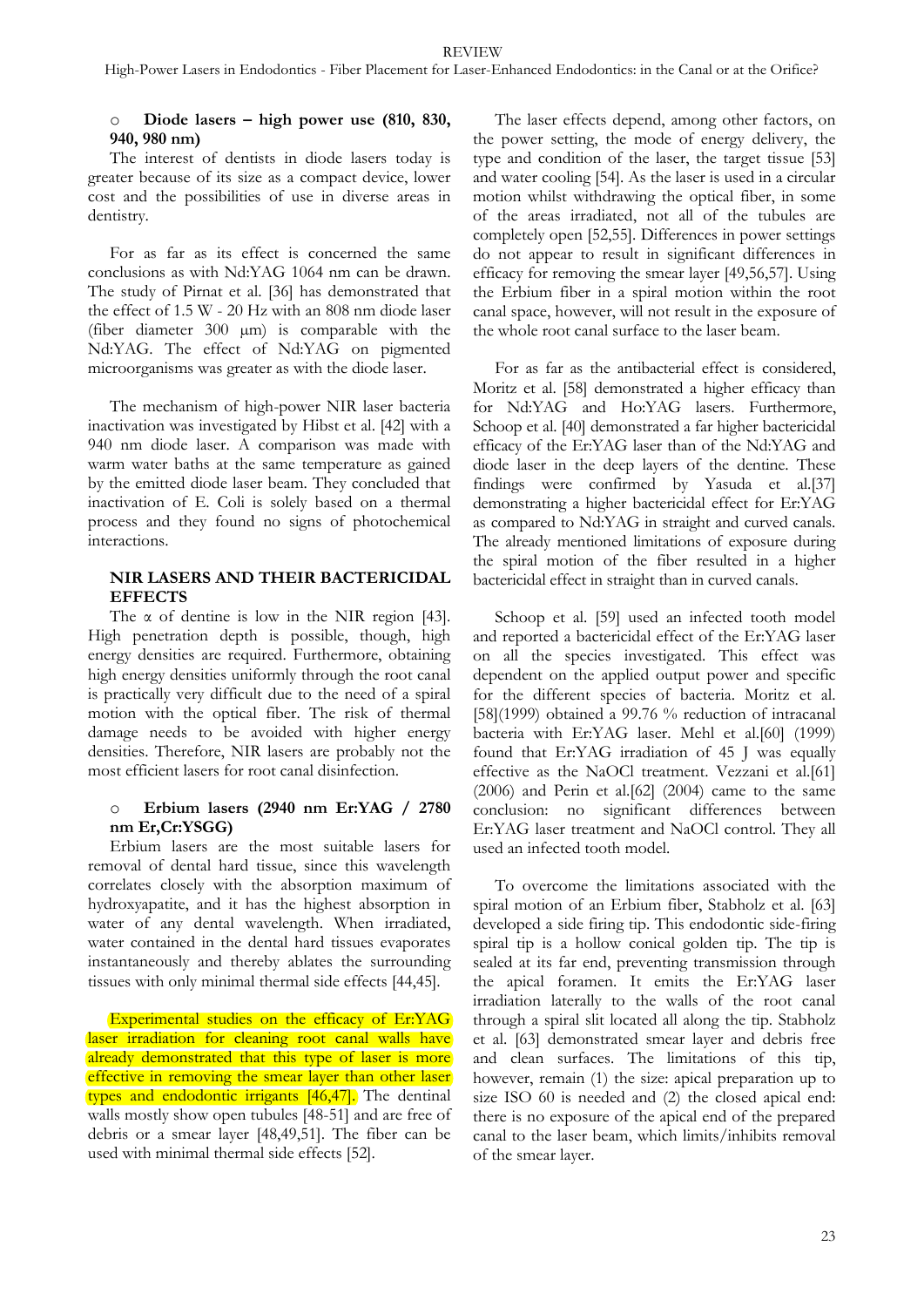### Diode lasers – high power use (810, 830, 940, 980 nm)

The interest of dentists in diode lasers today is greater because of its size as a compact device, lower cost and the possibilities of use in diverse areas in dentistry.

For as far as its effect is concerned the same conclusions as with Nd:YAG 1064 nm can be drawn. The study of Pirnat et al. [36] has demonstrated that the effect of 1.5 W - 20 Hz with an 808 nm diode laser (fiber diameter 300 µm) is comparable with the Nd:YAG. The effect of Nd:YAG on pigmented microorganisms was greater as with the diode laser.

The mechanism of high-power NIR laser bacteria inactivation was investigated by Hibst et al. [42] with a 940 nm diode laser. A comparison was made with warm water baths at the same temperature as gained by the emitted diode laser beam. They concluded that inactivation of E. Coli is solely based on a thermal process and they found no signs of photochemical interactions.

## NIR LASERS AND THEIR BACTERICIDAL EFFECTS

The α of dentine is low in the NIR region [43]. High penetration depth is possible, though, high energy densities are required. Furthermore, obtaining high energy densities uniformly through the root canal is practically very difficult due to the need of a spiral motion with the optical fiber. The risk of thermal damage needs to be avoided with higher energy densities. Therefore, NIR lasers are probably not the most efficient lasers for root canal disinfection.

### Erbium lasers (2940 nm Er:YAG / 2780 nm Er,Cr:YSGG)

Erbium lasers are the most suitable lasers for removal of dental hard tissue, since this wavelength correlates closely with the absorption maximum of hydroxyapatite, and it has the highest absorption in water of any dental wavelength. When irradiated, water contained in the dental hard tissues evaporates instantaneously and thereby ablates the surrounding tissues with only minimal thermal side effects [44,45].

Experimental studies on the efficacy of Er:YAG laser irradiation for cleaning root canal walls have already demonstrated that this type of laser is more effective in removing the smear layer than other laser types and endodontic irrigants [46,47]. The dentinal walls mostly show open tubules [48-51] and are free of debris or a smear layer [48,49,51]. The fiber can be used with minimal thermal side effects [52].

The laser effects depend, among other factors, on the power setting, the mode of energy delivery, the type and condition of the laser, the target tissue [53] and water cooling [54]. As the laser is used in a circular motion whilst withdrawing the optical fiber, in some of the areas irradiated, not all of the tubules are completely open [52,55]. Differences in power settings do not appear to result in significant differences in efficacy for removing the smear layer [49,56,57]. Using the Erbium fiber in a spiral motion within the root canal space, however, will not result in the exposure of the whole root canal surface to the laser beam.

For as far as the antibacterial effect is considered, Moritz et al. [58] demonstrated a higher efficacy than for Nd:YAG and Ho:YAG lasers. Furthermore, Schoop et al. [40] demonstrated a far higher bactericidal efficacy of the Er:YAG laser than of the Nd:YAG and diode laser in the deep layers of the dentine. These findings were confirmed by Yasuda et al.[37] demonstrating a higher bactericidal effect for Er:YAG as compared to Nd:YAG in straight and curved canals. The already mentioned limitations of exposure during the spiral motion of the fiber resulted in a higher bactericidal effect in straight than in curved canals.

Schoop et al. [59] used an infected tooth model and reported a bactericidal effect of the Er:YAG laser on all the species investigated. This effect was dependent on the applied output power and specific for the different species of bacteria. Moritz et al. [58](1999) obtained a 99.76 % reduction of intracanal bacteria with Er:YAG laser. Mehl et al.[60] (1999) found that Er:YAG irradiation of 45 J was equally effective as the NaOCl treatment. Vezzani et al.[61] (2006) and Perin et al.[62] (2004) came to the same conclusion: no significant differences between Er:YAG laser treatment and NaOCl control. They all used an infected tooth model.

To overcome the limitations associated with the spiral motion of an Erbium fiber, Stabholz et al. [63] developed a side firing tip. This endodontic side-firing spiral tip is a hollow conical golden tip. The tip is sealed at its far end, preventing transmission through the apical foramen. It emits the Er:YAG laser irradiation laterally to the walls of the root canal through a spiral slit located all along the tip. Stabholz et al. [63] demonstrated smear layer and debris free and clean surfaces. The limitations of this tip, however, remain (1) the size: apical preparation up to size ISO 60 is needed and (2) the closed apical end: there is no exposure of the apical end of the prepared canal to the laser beam, which limits/inhibits removal of the smear layer.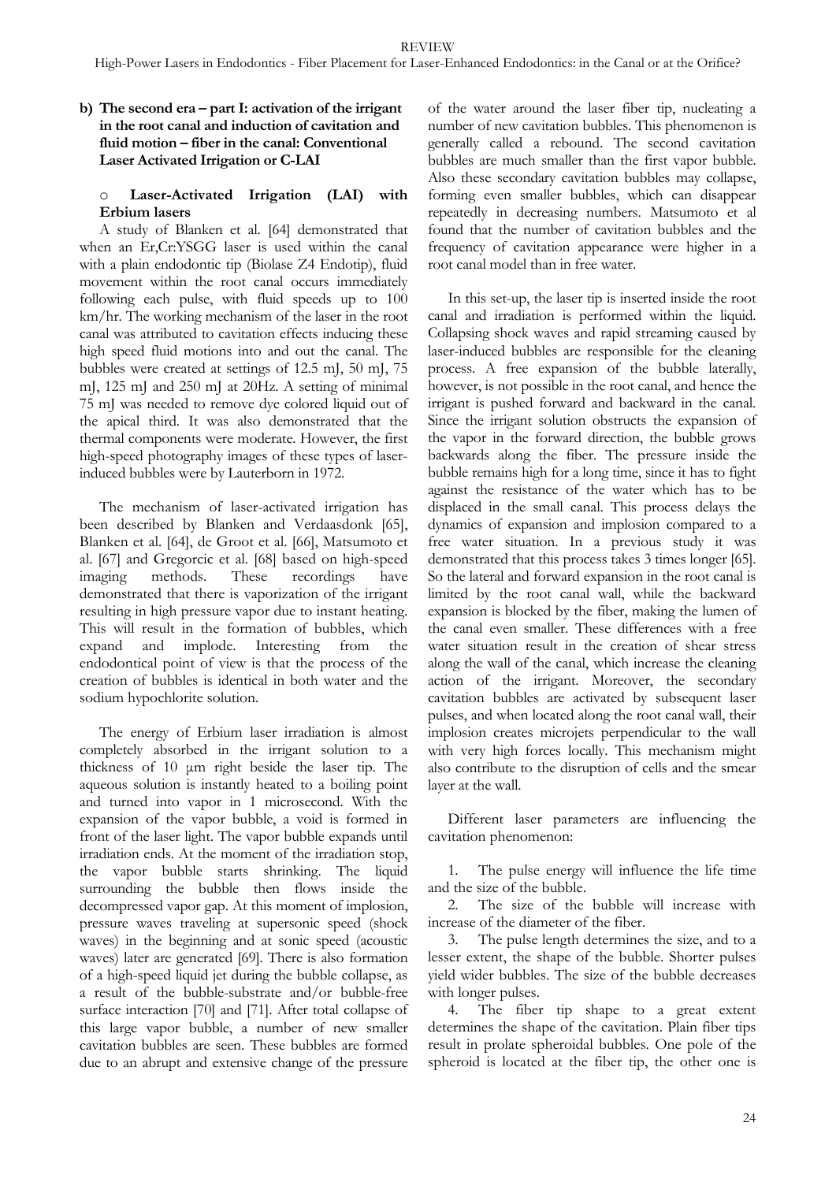**b) The second era – part I: activation of the irrigant in the root canal and induction of cavitation and fluid motion – fiber in the canal: Conventional Laser Activated Irrigation or C-LAI**

- **Laser-Activated Irrigation (LAI) with Erbium lasers**

A study of Blanken et al. [64] demonstrated that when an Er,Cr:YSGG laser is used within the canal with a plain endodontic tip (Biolase Z4 Endotip), fluid movement within the root canal occurs immediately following each pulse, with fluid speeds up to 100 km/hr. The working mechanism of the laser in the root canal was attributed to cavitation effects inducing these high speed fluid motions into and out the canal. The bubbles were created at settings of 12.5 mJ, 50 mJ, 75 mJ, 125 mJ and 250 mJ at 20Hz. A setting of minimal 75 mJ was needed to remove dye colored liquid out of the apical third. It was also demonstrated that the thermal components were moderate. However, the first high-speed photography images of these types of laser-induced bubbles were by Lauterborn in 1972.

The mechanism of laser-activated irrigation has been described by Blanken and Verdaasdonk [65], Blanken et al. [64], de Groot et al. [66], Matsumoto et al. [67] and Gregorcic et al. [68] based on high-speed imaging methods. These recordings have demonstrated that there is vaporization of the irrigant resulting in high pressure vapor due to instant heating. This will result in the formation of bubbles, which expand and implode. Interesting from the endodontical point of view is that the process of the creation of bubbles is identical in both water and the sodium hypochlorite solution.

The energy of Erbium laser irradiation is almost completely absorbed in the irrigant solution to a thickness of 10 μm right beside the laser tip. The aqueous solution is instantly heated to a boiling point and turned into vapor in 1 microsecond. With the expansion of the vapor bubble, a void is formed in front of the laser light. The vapor bubble expands until irradiation ends. At the moment of the irradiation stop, the vapor bubble starts shrinking. The liquid surrounding the bubble then flows inside the decompressed vapor gap. At this moment of implosion, pressure waves traveling at supersonic speed (shock waves) in the beginning and at sonic speed (acoustic waves) later are generated [69]. There is also formation of a high-speed liquid jet during the bubble collapse, as a result of the bubble-substrate and/or bubble-free surface interaction [70] and [71]. After total collapse of this large vapor bubble, a number of new smaller cavitation bubbles are seen. These bubbles are formed due to an abrupt and extensive change of the pressure of the water around the laser fiber tip, nucleating a number of new cavitation bubbles. This phenomenon is generally called a rebound. The second cavitation bubbles are much smaller than the first vapor bubble. Also these secondary cavitation bubbles may collapse, forming even smaller bubbles, which can disappear repeatedly in decreasing numbers. Matsumoto et al found that the number of cavitation bubbles and the frequency of cavitation appearance were higher in a root canal model than in free water.

In this set-up, the laser tip is inserted inside the root canal and irradiation is performed within the liquid. Collapsing shock waves and rapid streaming caused by laser-induced bubbles are responsible for the cleaning process. A free expansion of the bubble laterally, however, is not possible in the root canal, and hence the irrigant is pushed forward and backward in the canal. Since the irrigant solution obstructs the expansion of the vapor in the forward direction, the bubble grows backwards along the fiber. The pressure inside the bubble remains high for a long time, since it has to fight against the resistance of the water which has to be displaced in the small canal. This process delays the dynamics of expansion and implosion compared to a free water situation. In a previous study it was demonstrated that this process takes 3 times longer [65]. So the lateral and forward expansion in the root canal is limited by the root canal wall, while the backward expansion is blocked by the fiber, making the lumen of the canal even smaller. These differences with a free water situation result in the creation of shear stress along the wall of the canal, which increase the cleaning action of the irrigant. Moreover, the secondary cavitation bubbles are activated by subsequent laser pulses, and when located along the root canal wall, their implosion creates microjets perpendicular to the wall with very high forces locally. This mechanism might also contribute to the disruption of cells and the smear layer at the wall.

Different laser parameters are influencing the cavitation phenomenon:

1. The pulse energy will influence the life time and the size of the bubble.
2. The size of the bubble will increase with increase of the diameter of the fiber.
3. The pulse length determines the size, and to a lesser extent, the shape of the bubble. Shorter pulses yield wider bubbles. The size of the bubble decreases with longer pulses.
4. The fiber tip shape to a great extent determines the shape of the cavitation. Plain fiber tips result in prolate spheroidal bubbles. One pole of the spheroid is located at the fiber tip, the other one is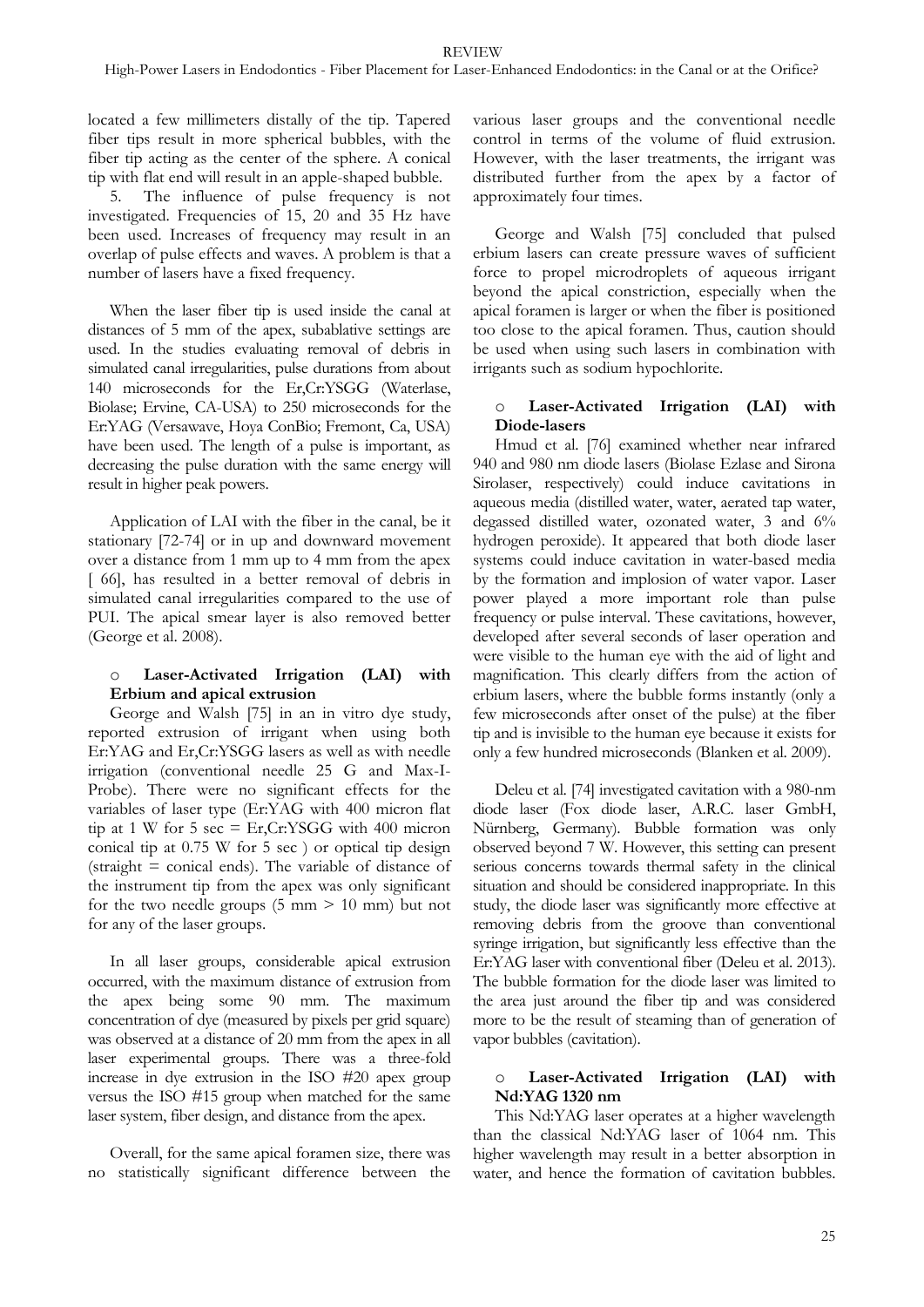located a few millimeters distally of the tip. Tapered fiber tips result in more spherical bubbles, with the fiber tip acting as the center of the sphere. A conical tip with flat end will result in an apple-shaped bubble.

5. The influence of pulse frequency is not investigated. Frequencies of 15, 20 and 35 Hz have been used. Increases of frequency may result in an overlap of pulse effects and waves. A problem is that a number of lasers have a fixed frequency.

When the laser fiber tip is used inside the canal at distances of 5 mm of the apex, subablative settings are used. In the studies evaluating removal of debris in simulated canal irregularities, pulse durations from about 140 microseconds for the Er,Cr:YSGG (Waterlase, Biolase; Ervine, CA-USA) to 250 microseconds for the Er:YAG (Versawave, Hoya ConBio; Fremont, Ca, USA) have been used. The length of a pulse is important, as decreasing the pulse duration with the same energy will result in higher peak powers.

Application of LAI with the fiber in the canal, be it stationary [72-74] or in up and downward movement over a distance from 1 mm up to 4 mm from the apex [ 66], has resulted in a better removal of debris in simulated canal irregularities compared to the use of PUI. The apical smear layer is also removed better (George et al. 2008).

### Laser-Activated Irrigation (LAI) with Erbium and apical extrusion

George and Walsh [75] in an in vitro dye study, reported extrusion of irrigant when using both Er:YAG and Er,Cr:YSGG lasers as well as with needle irrigation (conventional needle 25 G and Max-I-Probe). There were no significant effects for the variables of laser type (Er:YAG with 400 micron flat tip at 1 W for 5 sec = Er,Cr:YSGG with 400 micron conical tip at 0.75 W for 5 sec ) or optical tip design (straight = conical ends). The variable of distance of the instrument tip from the apex was only significant for the two needle groups (5 mm > 10 mm) but not for any of the laser groups.

In all laser groups, considerable apical extrusion occurred, with the maximum distance of extrusion from the apex being some 90 mm. The maximum concentration of dye (measured by pixels per grid square) was observed at a distance of 20 mm from the apex in all laser experimental groups. There was a three-fold increase in dye extrusion in the ISO #20 apex group versus the ISO #15 group when matched for the same laser system, fiber design, and distance from the apex.

Overall, for the same apical foramen size, there was no statistically significant difference between the various laser groups and the conventional needle control in terms of the volume of fluid extrusion. However, with the laser treatments, the irrigant was distributed further from the apex by a factor of approximately four times.

George and Walsh [75] concluded that pulsed erbium lasers can create pressure waves of sufficient force to propel microdroplets of aqueous irrigant beyond the apical constriction, especially when the apical foramen is larger or when the fiber is positioned too close to the apical foramen. Thus, caution should be used when using such lasers in combination with irrigants such as sodium hypochlorite.

### Laser-Activated Irrigation (LAI) with Diode-lasers

Hmud et al. [76] examined whether near infrared 940 and 980 nm diode lasers (Biolase Ezlase and Sirona Sirolaser, respectively) could induce cavitations in aqueous media (distilled water, water, aerated tap water, degassed distilled water, ozonated water, 3 and 6% hydrogen peroxide). It appeared that both diode laser systems could induce cavitation in water-based media by the formation and implosion of water vapor. Laser power played a more important role than pulse frequency or pulse interval. These cavitations, however, developed after several seconds of laser operation and were visible to the human eye with the aid of light and magnification. This clearly differs from the action of erbium lasers, where the bubble forms instantly (only a few microseconds after onset of the pulse) at the fiber tip and is invisible to the human eye because it exists for only a few hundred microseconds (Blanken et al. 2009).

Deleu et al. [74] investigated cavitation with a 980-nm diode laser (Fox diode laser, A.R.C. laser GmbH, Nürnberg, Germany). Bubble formation was only observed beyond 7 W. However, this setting can present serious concerns towards thermal safety in the clinical situation and should be considered inappropriate. In this study, the diode laser was significantly more effective at removing debris from the groove than conventional syringe irrigation, but significantly less effective than the Er:YAG laser with conventional fiber (Deleu et al. 2013). The bubble formation for the diode laser was limited to the area just around the fiber tip and was considered more to be the result of steaming than of generation of vapor bubbles (cavitation).

### Laser-Activated Irrigation (LAI) with Nd:YAG 1320 nm

This Nd:YAG laser operates at a higher wavelength than the classical Nd:YAG laser of 1064 nm. This higher wavelength may result in a better absorption in water, and hence the formation of cavitation bubbles.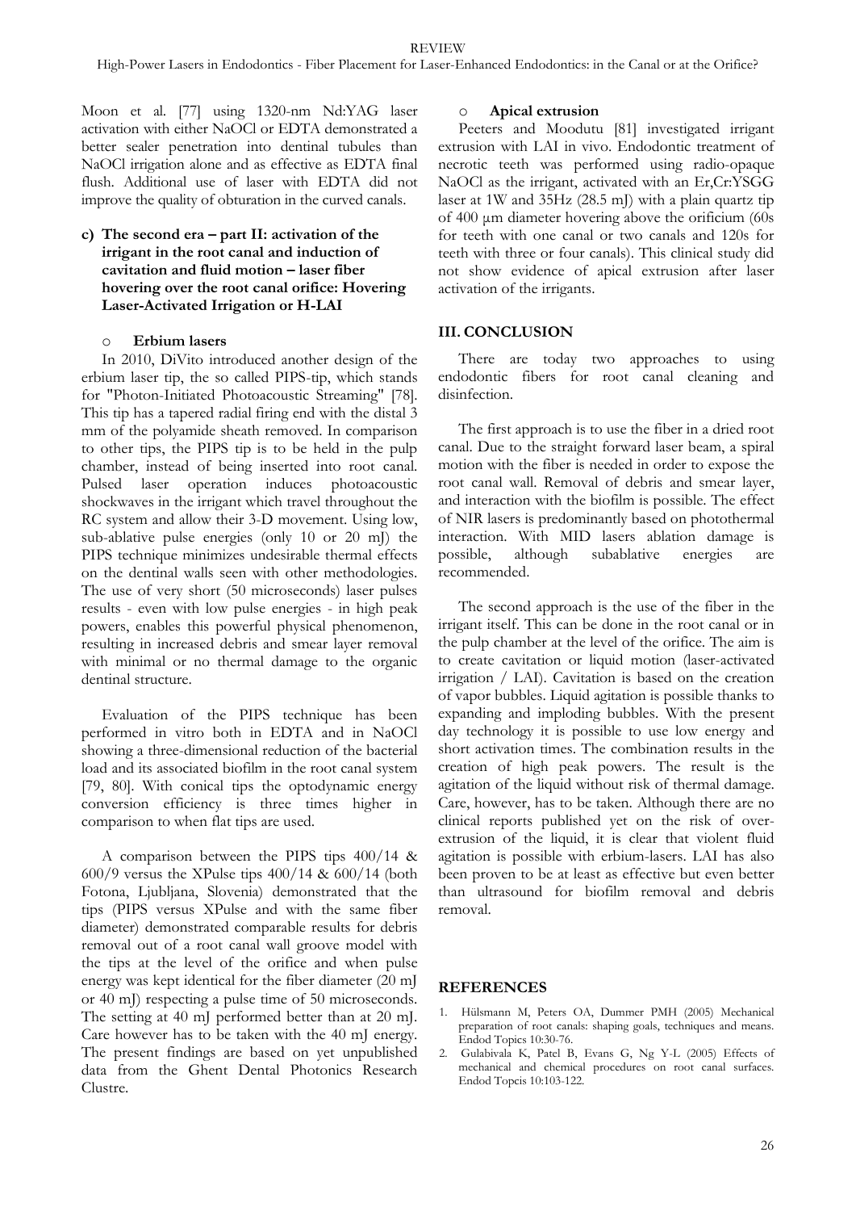Moon et al. [77] using 1320-nm Nd:YAG laser activation with either NaOCl or EDTA demonstrated a better sealer penetration into dentinal tubules than NaOCl irrigation alone and as effective as EDTA final flush. Additional use of laser with EDTA did not improve the quality of obturation in the curved canals.

**c) The second era – part II: activation of the irrigant in the root canal and induction of cavitation and fluid motion – laser fiber hovering over the root canal orifice: Hovering Laser-Activated Irrigation or H-LAI**

- **Erbium lasers**

In 2010, DiVito introduced another design of the erbium laser tip, the so called PIPS-tip, which stands for "Photon-Initiated Photoacoustic Streaming" [78]. This tip has a tapered radial firing end with the distal 3 mm of the polyamide sheath removed. In comparison to other tips, the PIPS tip is to be held in the pulp chamber, instead of being inserted into root canal. Pulsed laser operation induces photoacoustic shockwaves in the irrigant which travel throughout the RC system and allow their 3-D movement. Using low, sub-ablative pulse energies (only 10 or 20 mJ) the PIPS technique minimizes undesirable thermal effects on the dentinal walls seen with other methodologies. The use of very short (50 microseconds) laser pulses results - even with low pulse energies - in high peak powers, enables this powerful physical phenomenon, resulting in increased debris and smear layer removal with minimal or no thermal damage to the organic dentinal structure.

Evaluation of the PIPS technique has been performed in vitro both in EDTA and in NaOCl showing a three-dimensional reduction of the bacterial load and its associated biofilm in the root canal system [79, 80]. With conical tips the optodynamic energy conversion efficiency is three times higher in comparison to when flat tips are used.

A comparison between the PIPS tips 400/14 & 600/9 versus the XPulse tips 400/14 & 600/14 (both Fotona, Ljubljana, Slovenia) demonstrated that the tips (PIPS versus XPulse and with the same fiber diameter) demonstrated comparable results for debris removal out of a root canal wall groove model with the tips at the level of the orifice and when pulse energy was kept identical for the fiber diameter (20 mJ or 40 mJ) respecting a pulse time of 50 microseconds. The setting at 40 mJ performed better than at 20 mJ. Care however has to be taken with the 40 mJ energy. The present findings are based on yet unpublished data from the Ghent Dental Photonics Research Clustre.

- **Apical extrusion**

Peeters and Moodutu [81] investigated irrigant extrusion with LAI in vivo. Endodontic treatment of necrotic teeth was performed using radio-opaque NaOCl as the irrigant, activated with an Er,Cr:YSGG laser at 1W and 35Hz (28.5 mJ) with a plain quartz tip of 400 μm diameter hovering above the orificium (60s for teeth with one canal or two canals and 120s for teeth with three or four canals). This clinical study did not show evidence of apical extrusion after laser activation of the irrigants.

## III. CONCLUSION

There are today two approaches to using endodontic fibers for root canal cleaning and disinfection.

The first approach is to use the fiber in a dried root canal. Due to the straight forward laser beam, a spiral motion with the fiber is needed in order to expose the root canal wall. Removal of debris and smear layer, and interaction with the biofilm is possible. The effect of NIR lasers is predominantly based on photothermal interaction. With MID lasers ablation damage is possible, although subablative energies are recommended.

The second approach is the use of the fiber in the irrigant itself. This can be done in the root canal or in the pulp chamber at the level of the orifice. The aim is to create cavitation or liquid motion (laser-activated irrigation / LAI). Cavitation is based on the creation of vapor bubbles. Liquid agitation is possible thanks to expanding and imploding bubbles. With the present day technology it is possible to use low energy and short activation times. The combination results in the creation of high peak powers. The result is the agitation of the liquid without risk of thermal damage. Care, however, has to be taken. Although there are no clinical reports published yet on the risk of over-extrusion of the liquid, it is clear that violent fluid agitation is possible with erbium-lasers. LAI has also been proven to be at least as effective but even better than ultrasound for biofilm removal and debris removal.

## REFERENCES

1. Hülsmann M, Peters OA, Dummer PMH (2005) Mechanical preparation of root canals: shaping goals, techniques and means. Endod Topics 10:30-76.
2. Gulabivala K, Patel B, Evans G, Ng Y-L (2005) Effects of mechanical and chemical procedures on root canal surfaces. Endod Topcis 10:103-122.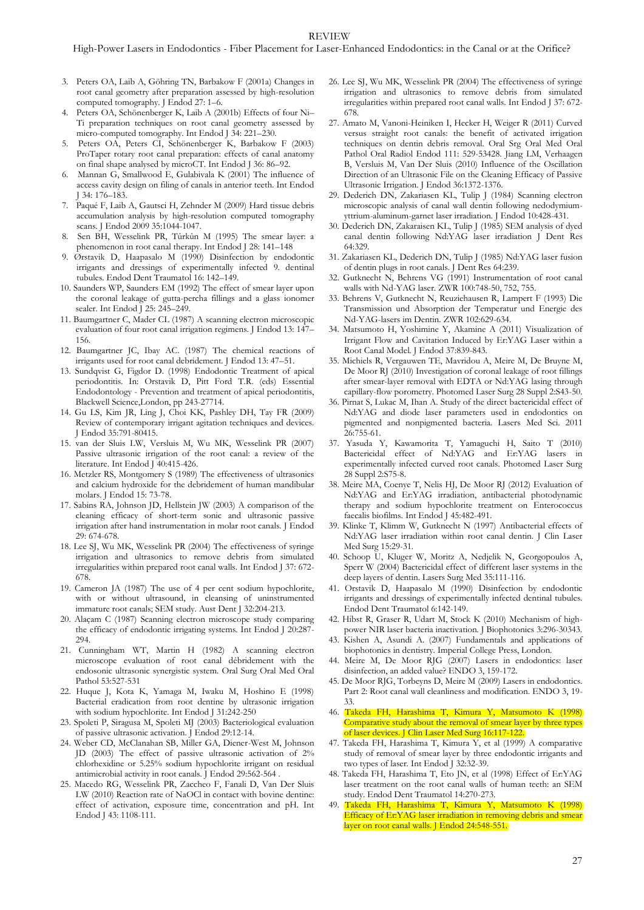3. Peters OA, Laib A, Göhring TN, Barbakow F (2001a) Changes in root canal geometry after preparation assessed by high-resolution computed tomography. J Endod 27: 1–6.
4. Peters OA, Schönenberger K, Laib A (2001b) Effects of four Ni–Ti preparation techniques on root canal geometry assessed by micro-computed tomography. Int Endod J 34: 221–230.
5. Peters OA, Peters CI, Schönenberger K, Barbakow F (2003) ProTaper rotary root canal preparation: effects of canal anatomy on final shape analysed by microCT. Int Endod J 36: 86–92.
6. Mannan G, Smallwood E, Gulabivala K (2001) The influence of access cavity design on filing of canals in anterior teeth. Int Endod J 34: 176–183.
7. Paqué F, Laib A, Gautsci H, Zehnder M (2009) Hard tissue debris accumulation analysis by high-resolution computed tomography scans. J Endod 2009 35:1044-1047.
8. Sen BH, Wesselink PR, Türkün M (1995) The smear layer: a phenomenon in root canal therapy. Int Endod J 28: 141–148
9. Ørstavik D, Haapasalo M (1990) Disinfection by endodontic irrigants and dressings of experimentally infected 9. dentinal tubules. Endod Dent Traumatol 16: 142–149.
10. Saunders WP, Saunders EM (1992) The effect of smear layer upon the coronal leakage of gutta-percha fillings and a glass ionomer sealer. Int Endod J 25: 245–249.
11. Baumgartner C, Mader CL (1987) A scanning electron microscopic evaluation of four root canal irrigation regimens. J Endod 13: 147–156.
12. Baumgartner JC, Ibay AC. (1987) The chemical reactions of irrigants used for root canal debridement. J Endod 13: 47–51.
13. Sundqvist G, Figdor D. (1998) Endodontic Treatment of apical periodontitis. In: Orstavik D, Pitt Ford T.R. (eds) Essential Endodontology - Prevention and treatment of apical periodontitis, Blackwell Science,London, pp 243-27714.
14. Gu LS, Kim JR, Ling J, Choi KK, Pashley DH, Tay FR (2009) Review of contemporary irrigant agitation techniques and devices. J Endod 35:791-80415.
15. van der Sluis LW, Versluis M, Wu MK, Wesselink PR (2007) Passive ultrasonic irrigation of the root canal: a review of the literature. Int Endod J 40:415-426.
16. Metzler RS, Montgomery S (1989) The effectiveness of ultrasonics and calcium hydroxide for the debridement of human mandibular molars. J Endod 15: 73-78.
17. Sabins RA, Johnson JD, Hellstein JW (2003) A comparison of the cleaning efficacy of short-term sonic and ultrasonic passive irrigation after hand instrumentation in molar root canals. J Endod 29: 674-678.
18. Lee SJ, Wu MK, Wesselink PR (2004) The effectiveness of syringe irrigation and ultrasonics to remove debris from simulated irregularities within prepared root canal walls. Int Endod J 37: 672-678.
19. Cameron JA (1987) The use of 4 per cent sodium hypochlorite, with or without ultrasound, in cleansing of uninstrumented immature root canals; SEM study. Aust Dent J 32:204-213.
20. Alaçam C (1987) Scanning electron microscope study comparing the efficacy of endodontic irrigating systems. Int Endod J 20:287-294.
21. Cunningham WT, Martin H (1982) A scanning electron microscope evaluation of root canal débridement with the endosonic ultrasonic synergistic system. Oral Surg Oral Med Oral Pathol 53:527-531
22. Huque J, Kota K, Yamaga M, Iwaku M, Hoshino E (1998) Bacterial eradication from root dentine by ultrasonic irrigation with sodium hypochlorite. Int Endod J 31:242-250
23. Spoleti P, Siragusa M, Spoleti MJ (2003) Bacteriological evaluation of passive ultrasonic activation. J Endod 29:12-14.
24. Weber CD, McClanahan SB, Miller GA, Diener-West M, Johnson JD (2003) The effect of passive ultrasonic activation of 2% chlorhexidine or 5.25% sodium hypochlorite irrigant on residual antimicrobial activity in root canals. J Endod 29:562-564 .
25. Macedo RG, Wesselink PR, Zaccheo F, Fanali D, Van Der Sluis LW (2010) Reaction rate of NaOCl in contact with bovine dentine: effect of activation, exposure time, concentration and pH. Int Endod J 43: 1108-111.
26. Lee SJ, Wu MK, Wesselink PR (2004) The effectiveness of syringe irrigation and ultrasonics to remove debris from simulated irregularities within prepared root canal walls. Int Endod J 37: 672-678.
27. Amato M, Vanoni-Heiniken I, Hecker H, Weiger R (2011) Curved versus straight root canals: the benefit of activated irrigation techniques on dentin debris removal. Oral Srg Oral Med Oral Pathol Oral Radiol Endod 111: 529-53428. Jiang LM, Verhaagen B, Versluis M, Van Der Sluis (2010) Influence of the Oscillation Direction of an Ultrasonic File on the Cleaning Efficacy of Passive Ultrasonic Irrigation. J Endod 36:1372-1376.
29. Dederich DN, Zakariasen KL, Tulip J (1984) Scanning electron microscopic analysis of canal wall dentin following nedodymium-yttrium-aluminum-garnet laser irradiation. J Endod 10:428-431.
30. Dederich DN, Zakaraisen KL, Tulip J (1985) SEM analysis of dyed canal dentin following Nd:YAG laser irradiation J Dent Res 64:329.
31. Zakariasen KL, Dederich DN, Tulip J (1985) Nd:YAG laser fusion of dentin plugs in root canals. J Dent Res 64:239.
32. Gutknecht N, Behrens VG (1991) Instrumentation of root canal walls with Nd-YAG laser. ZWR 100:748-50, 752, 755.
33. Behrens V, Gutknecht N, Reuziehausen R, Lampert F (1993) Die Transmission und Absorption der Temperatur und Energie des Nd-YAG-lasers im Dentin. ZWR 102:629-634.
34. Matsumoto H, Yoshimine Y, Akamine A (2011) Visualization of Irrigant Flow and Cavitation Induced by Er:YAG Laser within a Root Canal Model. J Endod 37:839-843.
35. Michiels R, Vergauwen TE, Mavridou A, Meire M, De Bruyne M, De Moor RJ (2010) Investigation of coronal leakage of root fillings after smear-layer removal with EDTA or Nd:YAG lasing through capillary-flow porometry. Photomed Laser Surg 28 Suppl 2:S43-50.
36. Pirnat S, Lukac M, Ihan A. Study of the direct bactericidal effect of Nd:YAG and diode laser parameters used in endodontics on pigmented and nonpigmented bacteria. Lasers Med Sci. 2011 26:755-61.
37. Yasuda Y, Kawamorita T, Yamaguchi H, Saito T (2010) Bactericidal effect of Nd:YAG and Er:YAG lasers in experimentally infected curved root canals. Photomed Laser Surg 28 Suppl 2:S75-8.
38. Meire MA, Coenye T, Nelis HJ, De Moor RJ (2012) Evaluation of Nd:YAG and Er:YAG irradiation, antibacterial photodynamic therapy and sodium hypochlorite treatment on Enterococcus faecalis biofilms. Int Endod J 45:482-491.
39. Klinke T, Klimm W, Gutknecht N (1997) Antibacterial effects of Nd:YAG laser irradiation within root canal dentin. J Clin Laser Med Surg 15:29-31.
40. Schoop U, Kluger W, Moritz A, Nedjelik N, Georgopoulos A, Sperr W (2004) Bactericidal effect of different laser systems in the deep layers of dentin. Lasers Surg Med 35:111-116.
41. Orstavik D, Haapasalo M (1990) Disinfection by endodontic irrigants and dressings of experimentally infected dentinal tubules. Endod Dent Traumatol 6:142-149.
42. Hibst R, Graser R, Udart M, Stock K (2010) Mechanism of high-power NIR laser bacteria inactivation. J Biophotonics 3:296-30343.
43. Kishen A, Asundi A. (2007) Fundamentals and applications of biophotonics in dentistry. Imperial College Press, London.
44. Meire M, De Moor RJG (2007) Lasers in endodontics: laser disinfection, an added value? ENDO 3, 159-172.
45. De Moor RJG, Torbeyns D, Meire M (2009) Lasers in endodontics. Part 2: Root canal wall cleanliness and modification. ENDO 3, 19-33.
46. Takeda FH, Harashima T, Kimura Y, Matsumoto K (1998) Comparative study about the removal of smear layer by three types of laser devices. J Clin Laser Med Surg 16:117-122.
47. Takeda FH, Harashima T, Kimura Y, et al (1999) A comparative study of removal of smear layer by three endodontic irrigants and two types of laser. Int Endod J 32:32-39.
48. Takeda FH, Harashima T, Eto JN, et al (1998) Effect of Er:YAG laser treatment on the root canal walls of human teeth: an SEM study. Endod Dent Traumatol 14:270-273.
49. Takeda FH, Harashima T, Kimura Y, Matsumoto K (1998) Efficacy of Er:YAG laser irradiation in removing debris and smear layer on root canal walls. J Endod 24:548-551.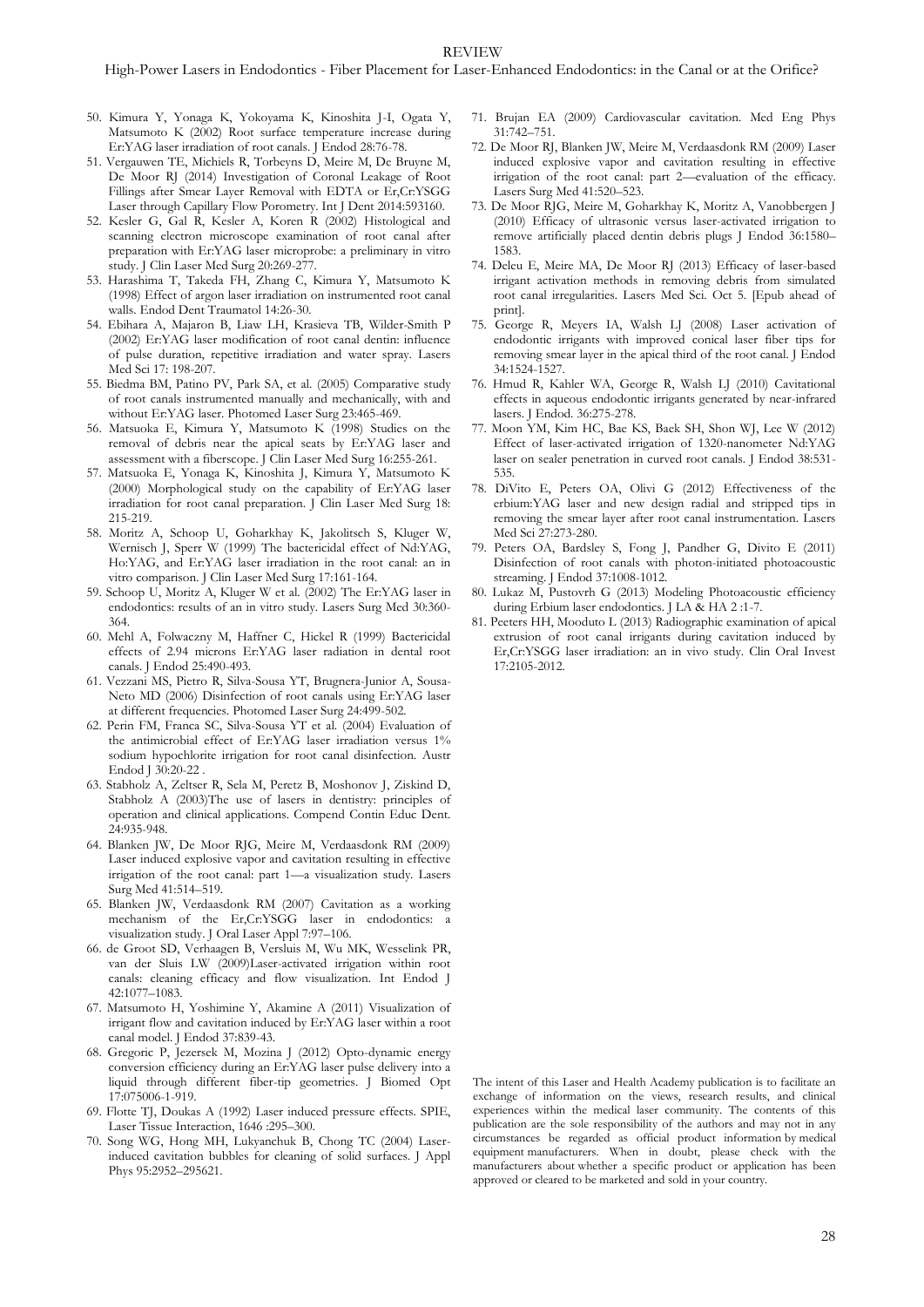50. Kimura Y, Yonaga K, Yokoyama K, Kinoshita J-I, Ogata Y, Matsumoto K (2002) Root surface temperature increase during Er:YAG laser irradiation of root canals. J Endod 28:76-78.
51. Vergauwen TE, Michiels R, Torbeyns D, Meire M, De Bruyne M, De Moor RJ (2014) Investigation of Coronal Leakage of Root Fillings after Smear Layer Removal with EDTA or Er,Cr:YSGG Laser through Capillary Flow Porometry. Int J Dent 2014:593160.
52. Kesler G, Gal R, Kesler A, Koren R (2002) Histological and scanning electron microscope examination of root canal after preparation with Er:YAG laser microprobe: a preliminary in vitro study. J Clin Laser Med Surg 20:269-277.
53. Harashima T, Takeda FH, Zhang C, Kimura Y, Matsumoto K (1998) Effect of argon laser irradiation on instrumented root canal walls. Endod Dent Traumatol 14:26-30.
54. Ebihara A, Majaron B, Liaw LH, Krasieva TB, Wilder-Smith P (2002) Er:YAG laser modification of root canal dentin: influence of pulse duration, repetitive irradiation and water spray. Lasers Med Sci 17: 198-207.
55. Biedma BM, Patino PV, Park SA, et al. (2005) Comparative study of root canals instrumented manually and mechanically, with and without Er:YAG laser. Photomed Laser Surg 23:465-469.
56. Matsuoka E, Kimura Y, Matsumoto K (1998) Studies on the removal of debris near the apical seats by Er:YAG laser and assessment with a fiberscope. J Clin Laser Med Surg 16:255-261.
57. Matsuoka E, Yonaga K, Kinoshita J, Kimura Y, Matsumoto K (2000) Morphological study on the capability of Er:YAG laser irradiation for root canal preparation. J Clin Laser Med Surg 18: 215-219.
58. Moritz A, Schoop U, Goharkhay K, Jakolitsch S, Kluger W, Wernisch J, Sperr W (1999) The bactericidal effect of Nd:YAG, Ho:YAG, and Er:YAG laser irradiation in the root canal: an in vitro comparison. J Clin Laser Med Surg 17:161-164.
59. Schoop U, Moritz A, Kluger W et al. (2002) The Er:YAG laser in endodontics: results of an in vitro study. Lasers Surg Med 30:360-364.
60. Mehl A, Folwaczny M, Haffner C, Hickel R (1999) Bactericidal effects of 2.94 microns Er:YAG laser radiation in dental root canals. J Endod 25:490-493.
61. Vezzani MS, Pietro R, Silva-Sousa YT, Brugnera-Junior A, Sousa-Neto MD (2006) Disinfection of root canals using Er:YAG laser at different frequencies. Photomed Laser Surg 24:499-502.
62. Perin FM, Franca SC, Silva-Sousa YT et al. (2004) Evaluation of the antimicrobial effect of Er:YAG laser irradiation versus 1% sodium hypochlorite irrigation for root canal disinfection. Austr Endod J 30:20-22 .
63. Stabholz A, Zeltser R, Sela M, Peretz B, Moshonov J, Ziskind D, Stabholz A (2003)The use of lasers in dentistry: principles of operation and clinical applications. Compend Contin Educ Dent. 24:935-948.
64. Blanken JW, De Moor RJG, Meire M, Verdaasdonk RM (2009) Laser induced explosive vapor and cavitation resulting in effective irrigation of the root canal: part 1—a visualization study. Lasers Surg Med 41:514–519.
65. Blanken JW, Verdaasdonk RM (2007) Cavitation as a working mechanism of the Er,Cr:YSGG laser in endodontics: a visualization study. J Oral Laser Appl 7:97–106.
66. de Groot SD, Verhaagen B, Versluis M, Wu MK, Wesselink PR, van der Sluis LW (2009)Laser-activated irrigation within root canals: cleaning efficacy and flow visualization. Int Endod J 42:1077–1083.
67. Matsumoto H, Yoshimine Y, Akamine A (2011) Visualization of irrigant flow and cavitation induced by Er:YAG laser within a root canal model. J Endod 37:839-43.
68. Gregoric P, Jezersek M, Mozina J (2012) Opto-dynamic energy conversion efficiency during an Er:YAG laser pulse delivery into a liquid through different fiber-tip geometries. J Biomed Opt 17:075006-1-919.
69. Flotte TJ, Doukas A (1992) Laser induced pressure effects. SPIE, Laser Tissue Interaction, 1646 :295–300.
70. Song WG, Hong MH, Lukyanchuk B, Chong TC (2004) Laser-induced cavitation bubbles for cleaning of solid surfaces. J Appl Phys 95:2952–295621.
71. Brujan EA (2009) Cardiovascular cavitation. Med Eng Phys 31:742–751.
72. De Moor RJ, Blanken JW, Meire M, Verdaasdonk RM (2009) Laser induced explosive vapor and cavitation resulting in effective irrigation of the root canal: part 2—evaluation of the efficacy. Lasers Surg Med 41:520–523.
73. De Moor RJG, Meire M, Goharkhay K, Moritz A, Vanobbergen J (2010) Efficacy of ultrasonic versus laser-activated irrigation to remove artificially placed dentin debris plugs J Endod 36:1580–1583.
74. Deleu E, Meire MA, De Moor RJ (2013) Efficacy of laser-based irrigant activation methods in removing debris from simulated root canal irregularities. Lasers Med Sci. Oct 5. [Epub ahead of print].
75. George R, Meyers IA, Walsh LJ (2008) Laser activation of endodontic irrigants with improved conical laser fiber tips for removing smear layer in the apical third of the root canal. J Endod 34:1524-1527.
76. Hmud R, Kahler WA, George R, Walsh LJ (2010) Cavitational effects in aqueous endodontic irrigants generated by near-infrared lasers. J Endod. 36:275-278.
77. Moon YM, Kim HC, Bae KS, Baek SH, Shon WJ, Lee W (2012) Effect of laser-activated irrigation of 1320-nanometer Nd:YAG laser on sealer penetration in curved root canals. J Endod 38:531-535.
78. DiVito E, Peters OA, Olivi G (2012) Effectiveness of the erbium:YAG laser and new design radial and stripped tips in removing the smear layer after root canal instrumentation. Lasers Med Sci 27:273-280.
79. Peters OA, Bardsley S, Fong J, Pandher G, Divito E (2011) Disinfection of root canals with photon-initiated photoacoustic streaming. J Endod 37:1008-1012.
80. Lukaz M, Pustovrh G (2013) Modeling Photoacoustic efficiency during Erbium laser endodontics. J LA & HA 2 :1-7.
81. Peeters HH, Mooduto L (2013) Radiographic examination of apical extrusion of root canal irrigants during cavitation induced by Er,Cr:YSGG laser irradiation: an in vivo study. Clin Oral Invest 17:2105-2012.

The intent of this Laser and Health Academy publication is to facilitate an exchange of information on the views, research results, and clinical experiences within the medical laser community. The contents of this publication are the sole responsibility of the authors and may not in any circumstances be regarded as official product information by medical equipment manufacturers. When in doubt, please check with the manufacturers about whether a specific product or application has been approved or cleared to be marketed and sold in your country.